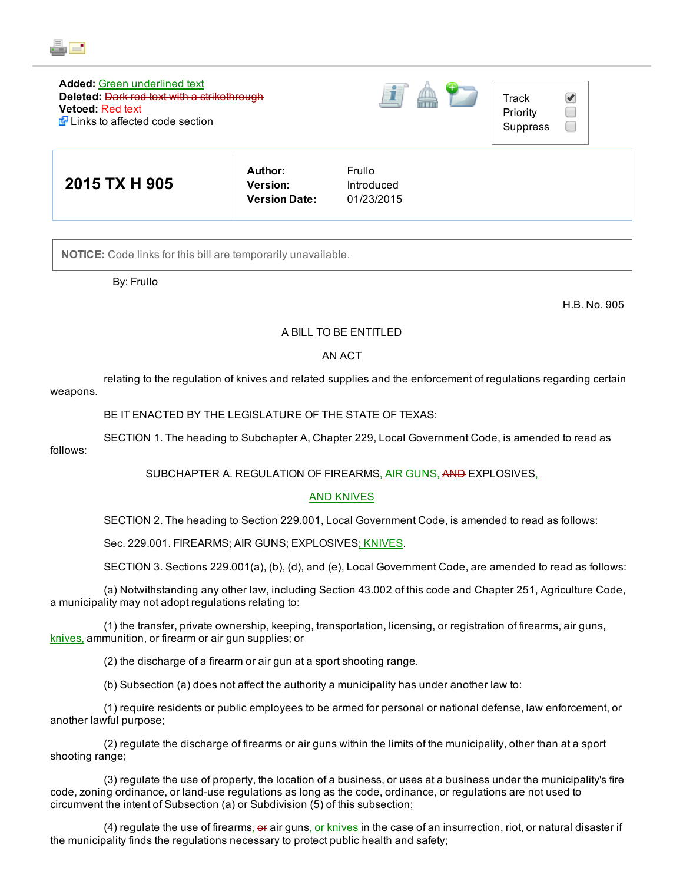**Added:** Green underlined text
**Deleted:** ~~Dark red text with a strikethrough~~
**Vetoed:** Red text
Links to affected code section

Track
Priority
Suppress

| **2015 TX H 905** | **Author:** | Frullo |
|---|---|---|
| | **Version:** | Introduced |
| | **Version Date:** | 01/23/2015 |

**NOTICE:** Code links for this bill are temporarily unavailable.

By: Frullo

H.B. No. 905

A BILL TO BE ENTITLED

AN ACT

relating to the regulation of knives and related supplies and the enforcement of regulations regarding certain weapons.

BE IT ENACTED BY THE LEGISLATURE OF THE STATE OF TEXAS:

SECTION 1. The heading to Subchapter A, Chapter 229, Local Government Code, is amended to read as follows:

SUBCHAPTER A. REGULATION OF FIREARMS<u>, AIR GUNS,</u> ~~AND~~ EXPLOSIVES<u>,</u> <u>AND KNIVES</u>

SECTION 2. The heading to Section 229.001, Local Government Code, is amended to read as follows:

Sec. 229.001. FIREARMS; AIR GUNS; EXPLOSIVES<u>; KNIVES</u>.

SECTION 3. Sections 229.001(a), (b), (d), and (e), Local Government Code, are amended to read as follows:

(a) Notwithstanding any other law, including Section 43.002 of this code and Chapter 251, Agriculture Code, a municipality may not adopt regulations relating to:

(1) the transfer, private ownership, keeping, transportation, licensing, or registration of firearms, air guns, <u>knives,</u> ammunition, or firearm or air gun supplies; or

(2) the discharge of a firearm or air gun at a sport shooting range.

(b) Subsection (a) does not affect the authority a municipality has under another law to:

(1) require residents or public employees to be armed for personal or national defense, law enforcement, or another lawful purpose;

(2) regulate the discharge of firearms or air guns within the limits of the municipality, other than at a sport shooting range;

(3) regulate the use of property, the location of a business, or uses at a business under the municipality's fire code, zoning ordinance, or land-use regulations as long as the code, ordinance, or regulations are not used to circumvent the intent of Subsection (a) or Subdivision (5) of this subsection;

(4) regulate the use of firearms<u>,</u> ~~or~~ air guns<u>, or knives</u> in the case of an insurrection, riot, or natural disaster if the municipality finds the regulations necessary to protect public health and safety;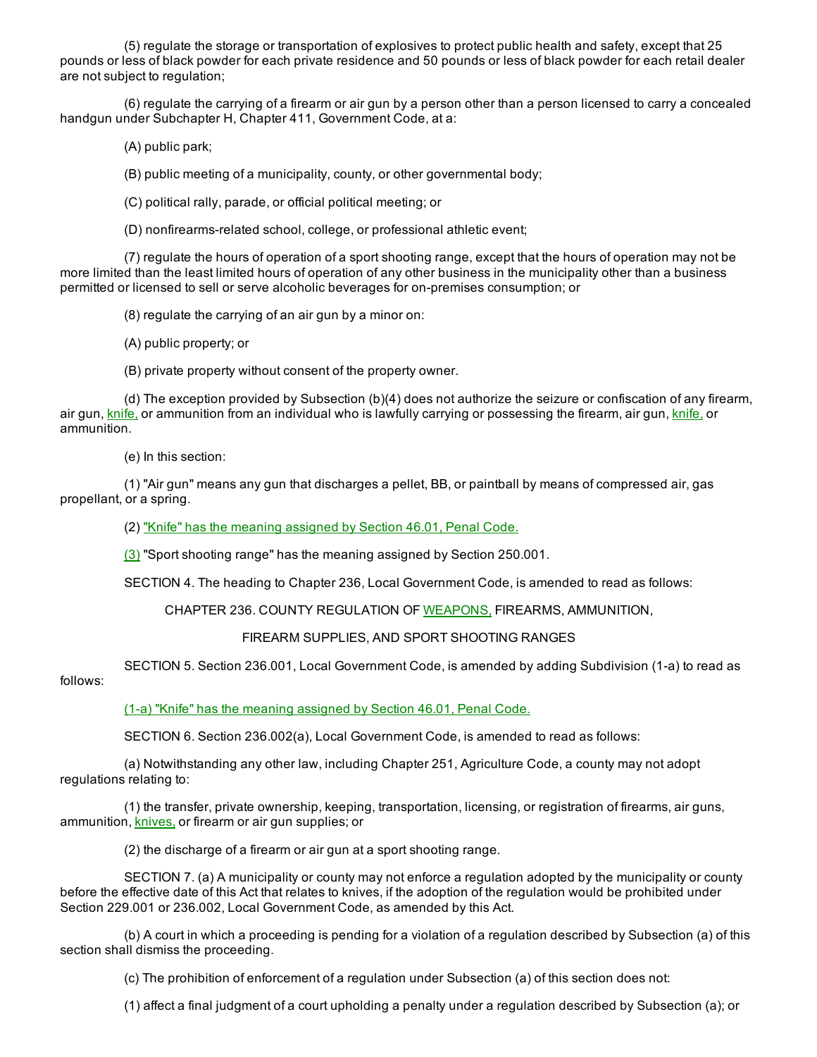(5) regulate the storage or transportation of explosives to protect public health and safety, except that 25 pounds or less of black powder for each private residence and 50 pounds or less of black powder for each retail dealer are not subject to regulation;

(6) regulate the carrying of a firearm or air gun by a person other than a person licensed to carry a concealed handgun under Subchapter H, Chapter 411, Government Code, at a:

(A) public park;

(B) public meeting of a municipality, county, or other governmental body;

(C) political rally, parade, or official political meeting; or

(D) nonfirearms-related school, college, or professional athletic event;

(7) regulate the hours of operation of a sport shooting range, except that the hours of operation may not be more limited than the least limited hours of operation of any other business in the municipality other than a business permitted or licensed to sell or serve alcoholic beverages for on-premises consumption; or

(8) regulate the carrying of an air gun by a minor on:

(A) public property; or

(B) private property without consent of the property owner.

(d) The exception provided by Subsection (b)(4) does not authorize the seizure or confiscation of any firearm, air gun, knife, or ammunition from an individual who is lawfully carrying or possessing the firearm, air gun, knife, or ammunition.

(e) In this section:

(1) "Air gun" means any gun that discharges a pellet, BB, or paintball by means of compressed air, gas propellant, or a spring.

(2) "Knife" has the meaning assigned by Section 46.01, Penal Code.

(3) "Sport shooting range" has the meaning assigned by Section 250.001.

SECTION 4. The heading to Chapter 236, Local Government Code, is amended to read as follows:

CHAPTER 236. COUNTY REGULATION OF WEAPONS, FIREARMS, AMMUNITION, FIREARM SUPPLIES, AND SPORT SHOOTING RANGES

SECTION 5. Section 236.001, Local Government Code, is amended by adding Subdivision (1-a) to read as follows:

(1-a) "Knife" has the meaning assigned by Section 46.01, Penal Code.

SECTION 6. Section 236.002(a), Local Government Code, is amended to read as follows:

(a) Notwithstanding any other law, including Chapter 251, Agriculture Code, a county may not adopt regulations relating to:

(1) the transfer, private ownership, keeping, transportation, licensing, or registration of firearms, air guns, ammunition, knives, or firearm or air gun supplies; or

(2) the discharge of a firearm or air gun at a sport shooting range.

SECTION 7. (a) A municipality or county may not enforce a regulation adopted by the municipality or county before the effective date of this Act that relates to knives, if the adoption of the regulation would be prohibited under Section 229.001 or 236.002, Local Government Code, as amended by this Act.

(b) A court in which a proceeding is pending for a violation of a regulation described by Subsection (a) of this section shall dismiss the proceeding.

(c) The prohibition of enforcement of a regulation under Subsection (a) of this section does not:

(1) affect a final judgment of a court upholding a penalty under a regulation described by Subsection (a); or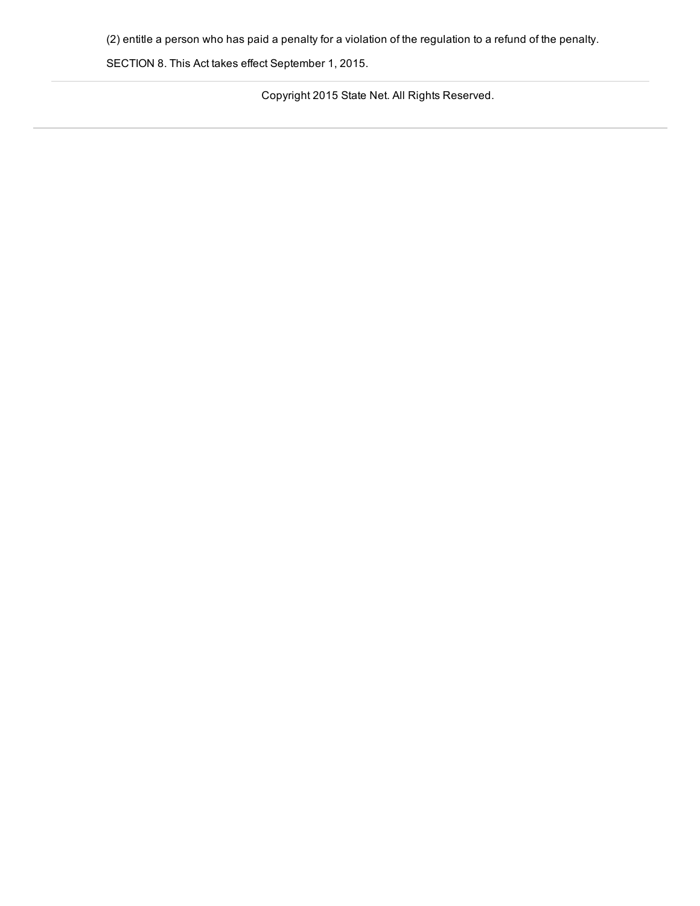(2) entitle a person who has paid a penalty for a violation of the regulation to a refund of the penalty.

SECTION 8. This Act takes effect September 1, 2015.

---

Copyright 2015 State Net. All Rights Reserved.